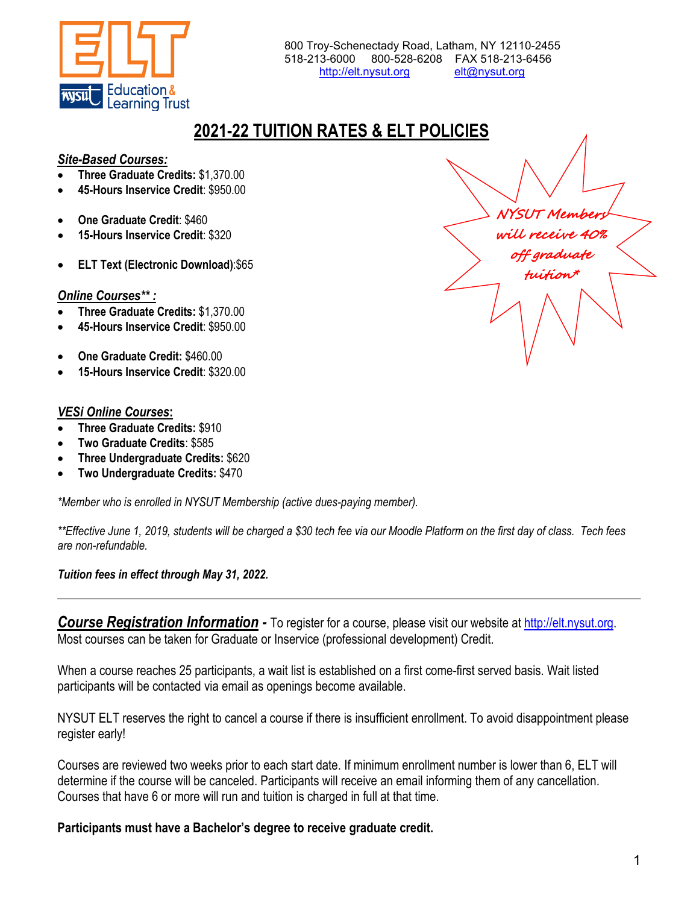ELT

NYSUT Education & Learning Trust

800 Troy-Schenectady Road, Latham, NY 12110-2455
518-213-6000 800-528-6208 FAX 518-213-6456
http://elt.nysut.org elt@nysut.org

# 2021-22 TUITION RATES & ELT POLICIES

***Site-Based Courses:***

- **Three Graduate Credits:** $1,370.00
- **45-Hours Inservice Credit**: $950.00

- **One Graduate Credit**: $460
- **15-Hours Inservice Credit**: $320

- **ELT Text (Electronic Download)**:$65

*NYSUT Members will receive 40% off graduate tuition**

***Online Courses** :***

- **Three Graduate Credits:** $1,370.00
- **45-Hours Inservice Credit**: $950.00

- **One Graduate Credit:** $460.00
- **15-Hours Inservice Credit**: $320.00

***VESi Online Courses*:**

- **Three Graduate Credits:** $910
- **Two Graduate Credits**: $585
- **Three Undergraduate Credits:** $620
- **Two Undergraduate Credits:** $470

*\*Member who is enrolled in NYSUT Membership (active dues-paying member).*

*\*\*Effective June 1, 2019, students will be charged a $30 tech fee via our Moodle Platform on the first day of class. Tech fees are non-refundable.*

***Tuition fees in effect through May 31, 2022.***

---

***Course Registration Information* -** To register for a course, please visit our website at http://elt.nysut.org. Most courses can be taken for Graduate or Inservice (professional development) Credit.

When a course reaches 25 participants, a wait list is established on a first come-first served basis. Wait listed participants will be contacted via email as openings become available.

NYSUT ELT reserves the right to cancel a course if there is insufficient enrollment. To avoid disappointment please register early!

Courses are reviewed two weeks prior to each start date. If minimum enrollment number is lower than 6, ELT will determine if the course will be canceled. Participants will receive an email informing them of any cancellation. Courses that have 6 or more will run and tuition is charged in full at that time.

**Participants must have a Bachelor's degree to receive graduate credit.**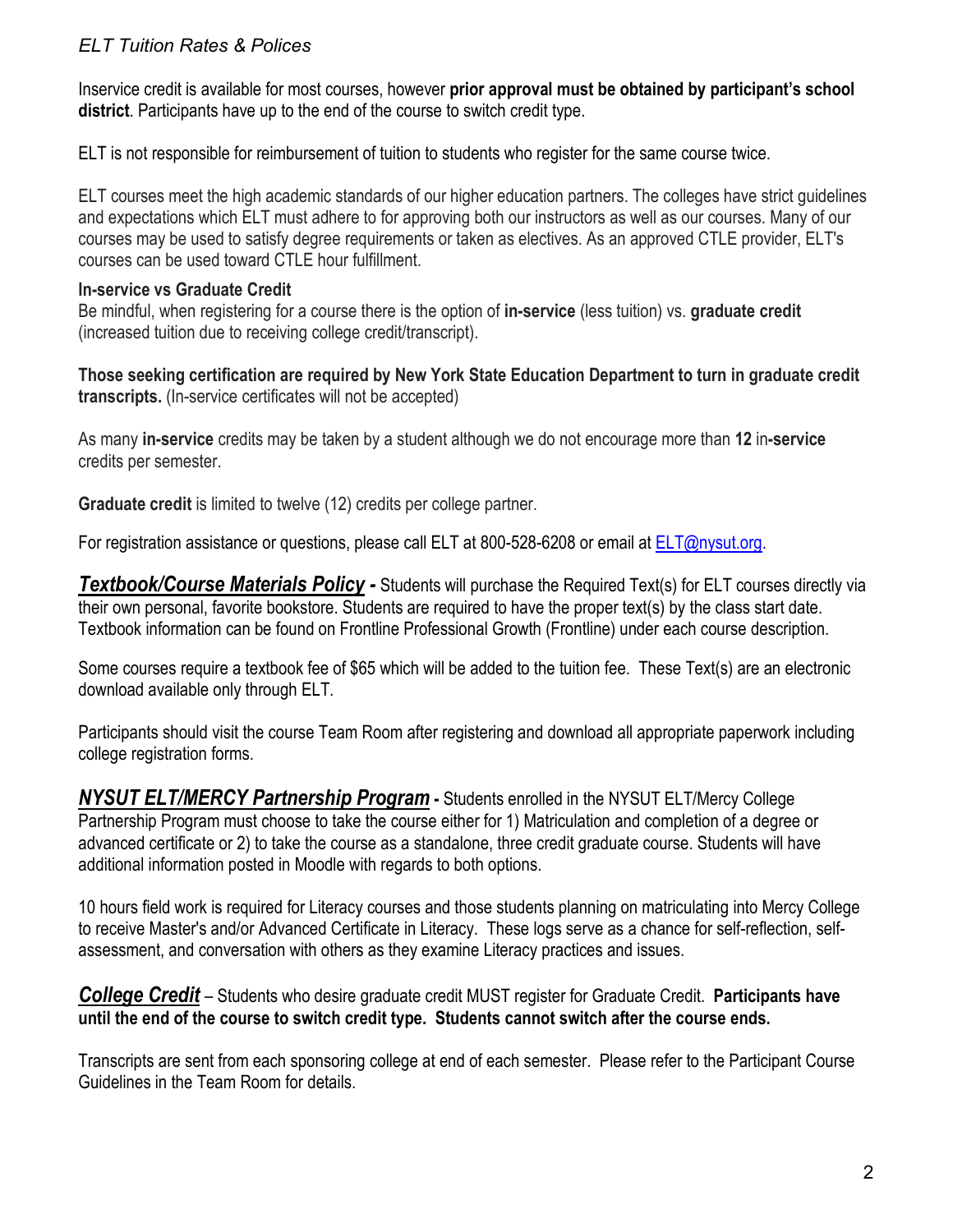*ELT Tuition Rates & Polices*

Inservice credit is available for most courses, however **prior approval must be obtained by participant's school district**. Participants have up to the end of the course to switch credit type.

ELT is not responsible for reimbursement of tuition to students who register for the same course twice.

ELT courses meet the high academic standards of our higher education partners. The colleges have strict guidelines and expectations which ELT must adhere to for approving both our instructors as well as our courses. Many of our courses may be used to satisfy degree requirements or taken as electives. As an approved CTLE provider, ELT's courses can be used toward CTLE hour fulfillment.

**In-service vs Graduate Credit**
Be mindful, when registering for a course there is the option of **in-service** (less tuition) vs. **graduate credit** (increased tuition due to receiving college credit/transcript).

**Those seeking certification are required by New York State Education Department to turn in graduate credit transcripts.** (In-service certificates will not be accepted)

As many **in-service** credits may be taken by a student although we do not encourage more than **12** in**-service** credits per semester.

**Graduate credit** is limited to twelve (12) credits per college partner.

For registration assistance or questions, please call ELT at 800-528-6208 or email at ELT@nysut.org.

***Textbook/Course Materials Policy -*** Students will purchase the Required Text(s) for ELT courses directly via their own personal, favorite bookstore. Students are required to have the proper text(s) by the class start date. Textbook information can be found on Frontline Professional Growth (Frontline) under each course description.

Some courses require a textbook fee of $65 which will be added to the tuition fee. These Text(s) are an electronic download available only through ELT.

Participants should visit the course Team Room after registering and download all appropriate paperwork including college registration forms.

***NYSUT ELT/MERCY Partnership Program* -** Students enrolled in the NYSUT ELT/Mercy College Partnership Program must choose to take the course either for 1) Matriculation and completion of a degree or advanced certificate or 2) to take the course as a standalone, three credit graduate course. Students will have additional information posted in Moodle with regards to both options.

10 hours field work is required for Literacy courses and those students planning on matriculating into Mercy College to receive Master's and/or Advanced Certificate in Literacy. These logs serve as a chance for self-reflection, self-assessment, and conversation with others as they examine Literacy practices and issues.

***College Credit*** – Students who desire graduate credit MUST register for Graduate Credit. **Participants have until the end of the course to switch credit type. Students cannot switch after the course ends.**

Transcripts are sent from each sponsoring college at end of each semester. Please refer to the Participant Course Guidelines in the Team Room for details.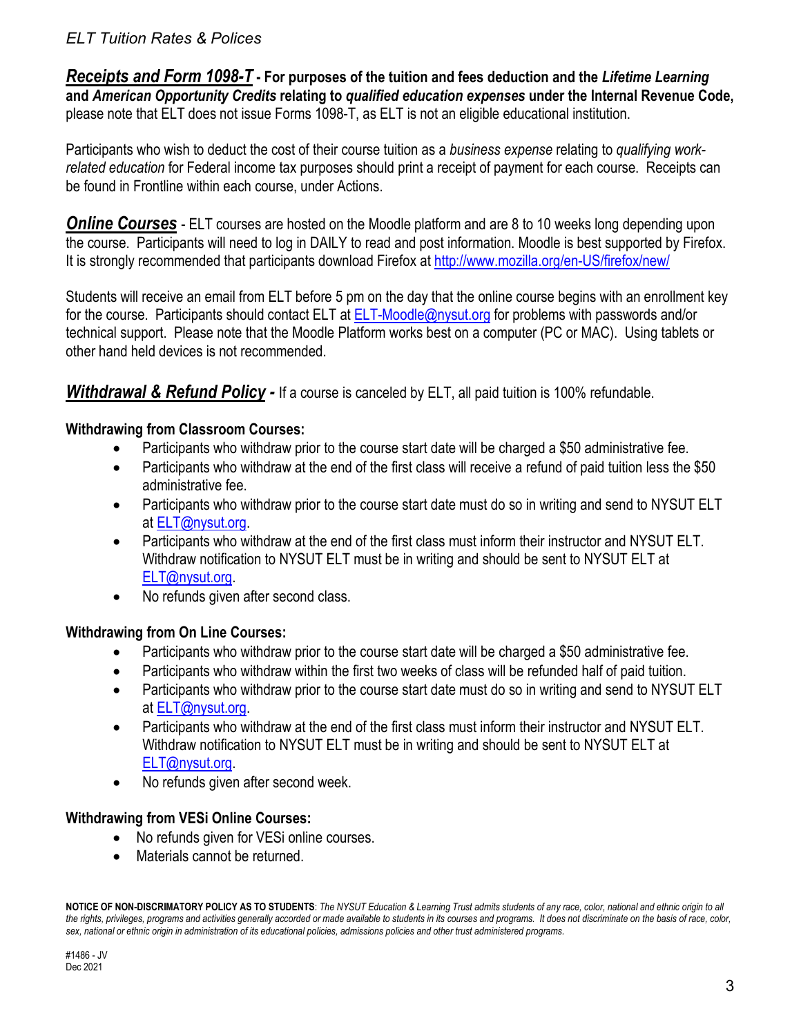*ELT Tuition Rates & Polices*

***Receipts and Form 1098-T*** **- For purposes of the tuition and fees deduction and the *Lifetime Learning* and *American Opportunity Credits* relating to *qualified education expenses* under the Internal Revenue Code,** please note that ELT does not issue Forms 1098-T, as ELT is not an eligible educational institution.

Participants who wish to deduct the cost of their course tuition as a *business expense* relating to *qualifying work-related education* for Federal income tax purposes should print a receipt of payment for each course. Receipts can be found in Frontline within each course, under Actions.

***Online Courses*** - ELT courses are hosted on the Moodle platform and are 8 to 10 weeks long depending upon the course. Participants will need to log in DAILY to read and post information. Moodle is best supported by Firefox. It is strongly recommended that participants download Firefox at http://www.mozilla.org/en-US/firefox/new/

Students will receive an email from ELT before 5 pm on the day that the online course begins with an enrollment key for the course. Participants should contact ELT at ELT-Moodle@nysut.org for problems with passwords and/or technical support. Please note that the Moodle Platform works best on a computer (PC or MAC). Using tablets or other hand held devices is not recommended.

***Withdrawal & Refund Policy -*** If a course is canceled by ELT, all paid tuition is 100% refundable.

**Withdrawing from Classroom Courses:**

- Participants who withdraw prior to the course start date will be charged a $50 administrative fee.
- Participants who withdraw at the end of the first class will receive a refund of paid tuition less the $50 administrative fee.
- Participants who withdraw prior to the course start date must do so in writing and send to NYSUT ELT at ELT@nysut.org.
- Participants who withdraw at the end of the first class must inform their instructor and NYSUT ELT. Withdraw notification to NYSUT ELT must be in writing and should be sent to NYSUT ELT at ELT@nysut.org.
- No refunds given after second class.

**Withdrawing from On Line Courses:**

- Participants who withdraw prior to the course start date will be charged a $50 administrative fee.
- Participants who withdraw within the first two weeks of class will be refunded half of paid tuition.
- Participants who withdraw prior to the course start date must do so in writing and send to NYSUT ELT at ELT@nysut.org.
- Participants who withdraw at the end of the first class must inform their instructor and NYSUT ELT. Withdraw notification to NYSUT ELT must be in writing and should be sent to NYSUT ELT at ELT@nysut.org.
- No refunds given after second week.

**Withdrawing from VESi Online Courses:**

- No refunds given for VESi online courses.
- Materials cannot be returned.

**NOTICE OF NON-DISCRIMATORY POLICY AS TO STUDENTS**: *The NYSUT Education & Learning Trust admits students of any race, color, national and ethnic origin to all the rights, privileges, programs and activities generally accorded or made available to students in its courses and programs. It does not discriminate on the basis of race, color, sex, national or ethnic origin in administration of its educational policies, admissions policies and other trust administered programs.*

#1486 - JV
Dec 2021